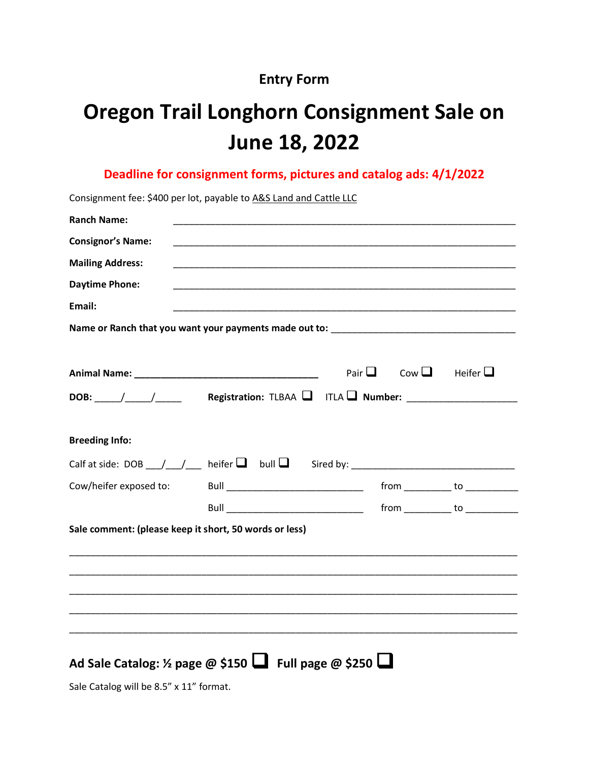**Entry Form**

# Oregon Trail Longhorn Consignment Sale on June 18, 2022

**Deadline for consignment forms, pictures and catalog ads: 4/1/2022**

Consignment fee: $400 per lot, payable to A&S Land and Cattle LLC

**Ranch Name:** ____________________________________________________________

**Consignor's Name:** ____________________________________________________________

**Mailing Address:** ____________________________________________________________

**Daytime Phone:** ____________________________________________________________

**Email:** ____________________________________________________________

**Name or Ranch that you want your payments made out to:** ________________________________

**Animal Name:** _________________________________ Pair ☐ Cow ☐ Heifer ☐

**DOB:** _____/_____/_____ **Registration:** TLBAA ☐ ITLA ☐ **Number:** ____________________

**Breeding Info:**

Calf at side: DOB ___/___/___ heifer ☐ bull ☐ Sired by: _____________________________

Cow/heifer exposed to: Bull _________________________ from _________ to __________

Bull _________________________ from _________ to __________

**Sale comment: (please keep it short, 50 words or less)**

________________________________________________________________________________

________________________________________________________________________________

________________________________________________________________________________

________________________________________________________________________________

________________________________________________________________________________

**Ad Sale Catalog: ½ page @ $150 ☐ Full page @ $250 ☐**

Sale Catalog will be 8.5" x 11" format.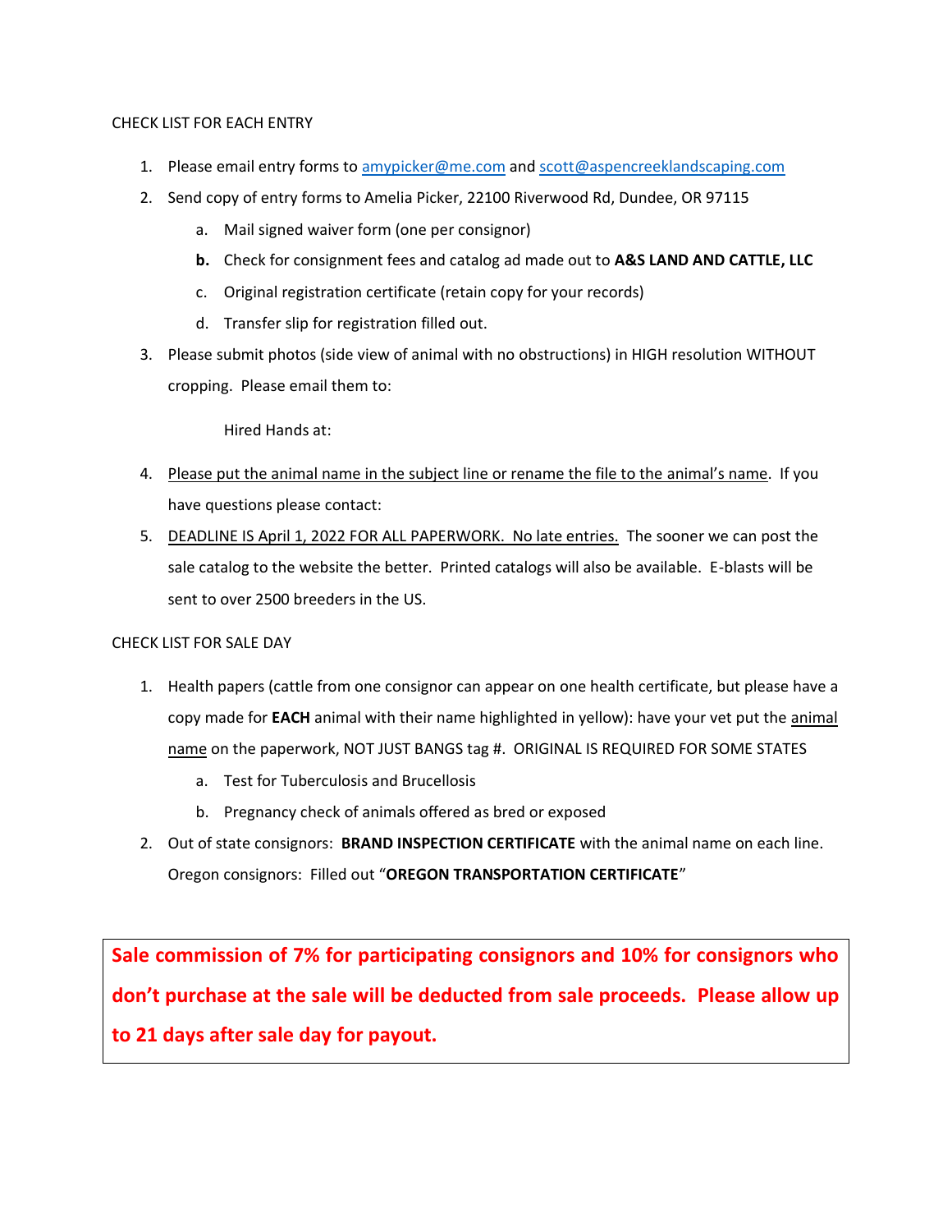CHECK LIST FOR EACH ENTRY

1. Please email entry forms to amypicker@me.com and scott@aspencreeklandscaping.com
2. Send copy of entry forms to Amelia Picker, 22100 Riverwood Rd, Dundee, OR 97115
   a. Mail signed waiver form (one per consignor)
   **b.** Check for consignment fees and catalog ad made out to **A&S LAND AND CATTLE, LLC**
   c. Original registration certificate (retain copy for your records)
   d. Transfer slip for registration filled out.
3. Please submit photos (side view of animal with no obstructions) in HIGH resolution WITHOUT cropping. Please email them to:

   Hired Hands at:

4. Please put the animal name in the subject line or rename the file to the animal's name. If you have questions please contact:
5. DEADLINE IS April 1, 2022 FOR ALL PAPERWORK. No late entries. The sooner we can post the sale catalog to the website the better. Printed catalogs will also be available. E-blasts will be sent to over 2500 breeders in the US.

CHECK LIST FOR SALE DAY

1. Health papers (cattle from one consignor can appear on one health certificate, but please have a copy made for **EACH** animal with their name highlighted in yellow): have your vet put the animal name on the paperwork, NOT JUST BANGS tag #. ORIGINAL IS REQUIRED FOR SOME STATES
   a. Test for Tuberculosis and Brucellosis
   b. Pregnancy check of animals offered as bred or exposed
2. Out of state consignors: **BRAND INSPECTION CERTIFICATE** with the animal name on each line. Oregon consignors: Filled out "**OREGON TRANSPORTATION CERTIFICATE**"

**Sale commission of 7% for participating consignors and 10% for consignors who don't purchase at the sale will be deducted from sale proceeds. Please allow up to 21 days after sale day for payout.**